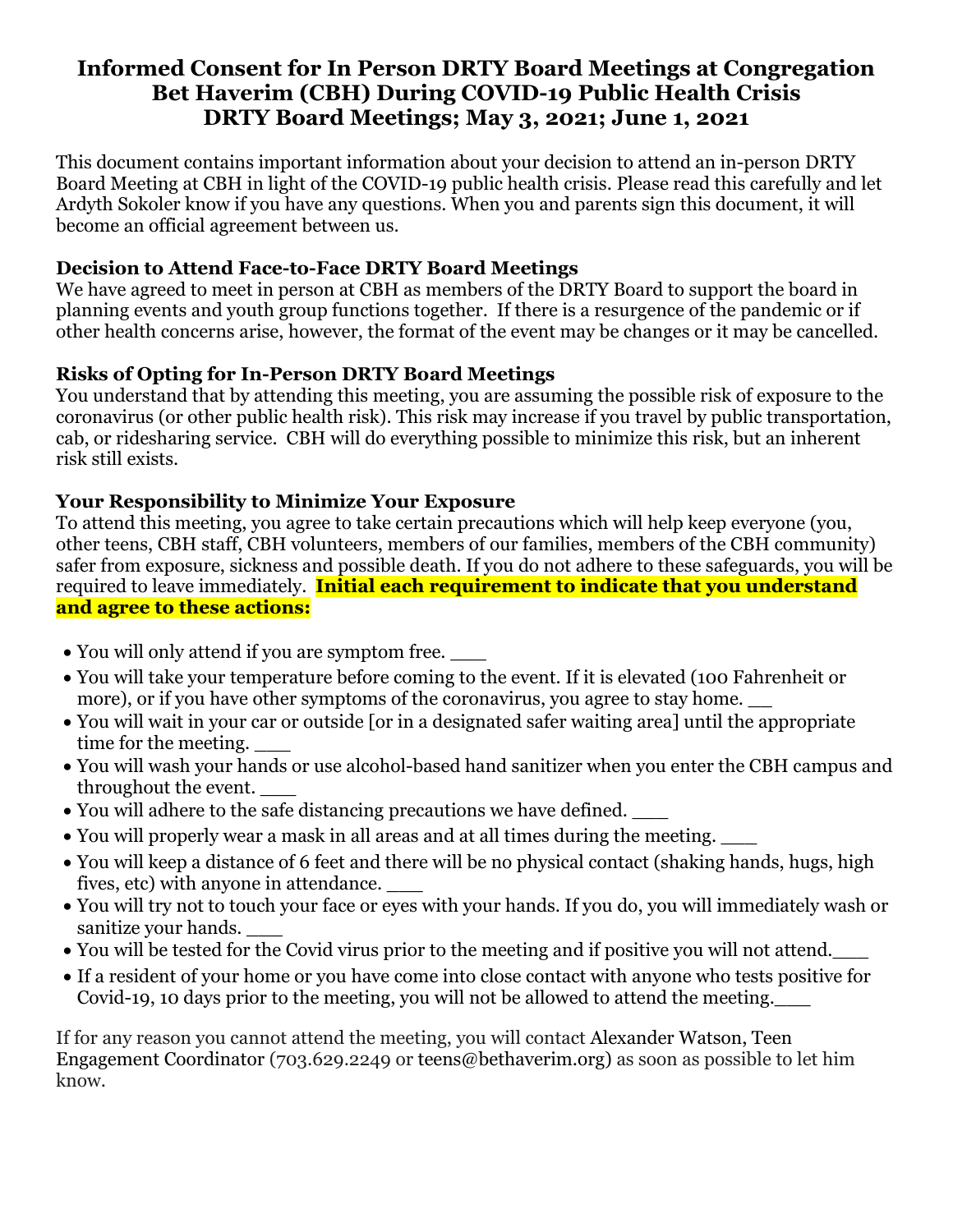# Informed Consent for In Person DRTY Board Meetings at Congregation Bet Haverim (CBH) During COVID-19 Public Health Crisis DRTY Board Meetings; May 3, 2021; June 1, 2021

This document contains important information about your decision to attend an in-person DRTY Board Meeting at CBH in light of the COVID-19 public health crisis. Please read this carefully and let Ardyth Sokoler know if you have any questions. When you and parents sign this document, it will become an official agreement between us.

### Decision to Attend Face-to-Face DRTY Board Meetings

We have agreed to meet in person at CBH as members of the DRTY Board to support the board in planning events and youth group functions together. If there is a resurgence of the pandemic or if other health concerns arise, however, the format of the event may be changes or it may be cancelled.

### Risks of Opting for In-Person DRTY Board Meetings

You understand that by attending this meeting, you are assuming the possible risk of exposure to the coronavirus (or other public health risk). This risk may increase if you travel by public transportation, cab, or ridesharing service. CBH will do everything possible to minimize this risk, but an inherent risk still exists.

### Your Responsibility to Minimize Your Exposure

To attend this meeting, you agree to take certain precautions which will help keep everyone (you, other teens, CBH staff, CBH volunteers, members of our families, members of the CBH community) safer from exposure, sickness and possible death. If you do not adhere to these safeguards, you will be required to leave immediately. **Initial each requirement to indicate that you understand and agree to these actions:**

- You will only attend if you are symptom free. ___
- You will take your temperature before coming to the event. If it is elevated (100 Fahrenheit or more), or if you have other symptoms of the coronavirus, you agree to stay home. __
- You will wait in your car or outside [or in a designated safer waiting area] until the appropriate time for the meeting. ___
- You will wash your hands or use alcohol-based hand sanitizer when you enter the CBH campus and throughout the event. ___
- You will adhere to the safe distancing precautions we have defined. ___
- You will properly wear a mask in all areas and at all times during the meeting. ___
- You will keep a distance of 6 feet and there will be no physical contact (shaking hands, hugs, high fives, etc) with anyone in attendance. ___
- You will try not to touch your face or eyes with your hands. If you do, you will immediately wash or sanitize your hands. ___
- You will be tested for the Covid virus prior to the meeting and if positive you will not attend.___
- If a resident of your home or you have come into close contact with anyone who tests positive for Covid-19, 10 days prior to the meeting, you will not be allowed to attend the meeting.___

If for any reason you cannot attend the meeting, you will contact Alexander Watson, Teen Engagement Coordinator (703.629.2249 or teens@bethaverim.org) as soon as possible to let him know.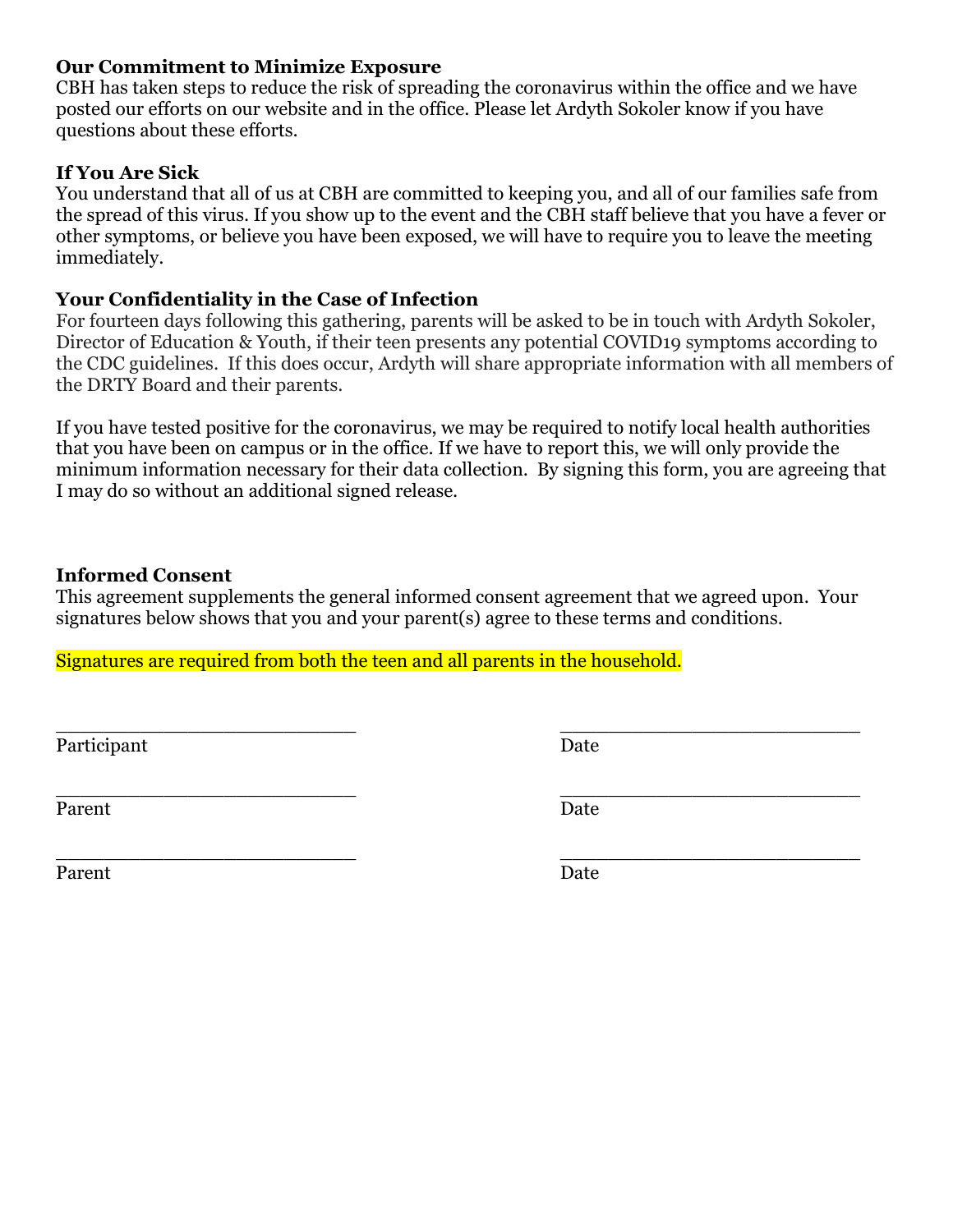**Our Commitment to Minimize Exposure**

CBH has taken steps to reduce the risk of spreading the coronavirus within the office and we have posted our efforts on our website and in the office. Please let Ardyth Sokoler know if you have questions about these efforts.

**If You Are Sick**

You understand that all of us at CBH are committed to keeping you, and all of our families safe from the spread of this virus. If you show up to the event and the CBH staff believe that you have a fever or other symptoms, or believe you have been exposed, we will have to require you to leave the meeting immediately.

**Your Confidentiality in the Case of Infection**

For fourteen days following this gathering, parents will be asked to be in touch with Ardyth Sokoler, Director of Education & Youth, if their teen presents any potential COVID19 symptoms according to the CDC guidelines. If this does occur, Ardyth will share appropriate information with all members of the DRTY Board and their parents.

If you have tested positive for the coronavirus, we may be required to notify local health authorities that you have been on campus or in the office. If we have to report this, we will only provide the minimum information necessary for their data collection. By signing this form, you are agreeing that I may do so without an additional signed release.

**Informed Consent**

This agreement supplements the general informed consent agreement that we agreed upon. Your signatures below shows that you and your parent(s) agree to these terms and conditions.

Signatures are required from both the teen and all parents in the household.

\_\_\_\_\_\_\_\_\_\_\_\_\_\_\_\_\_\_\_\_\_\_\_\_\_\_\_ \_\_\_\_\_\_\_\_\_\_\_\_\_\_\_\_\_\_\_\_\_\_\_\_\_\_\_

Participant Date

\_\_\_\_\_\_\_\_\_\_\_\_\_\_\_\_\_\_\_\_\_\_\_\_\_\_\_ \_\_\_\_\_\_\_\_\_\_\_\_\_\_\_\_\_\_\_\_\_\_\_\_\_\_\_

Parent Date

\_\_\_\_\_\_\_\_\_\_\_\_\_\_\_\_\_\_\_\_\_\_\_\_\_\_\_ \_\_\_\_\_\_\_\_\_\_\_\_\_\_\_\_\_\_\_\_\_\_\_\_\_\_\_

Parent Date